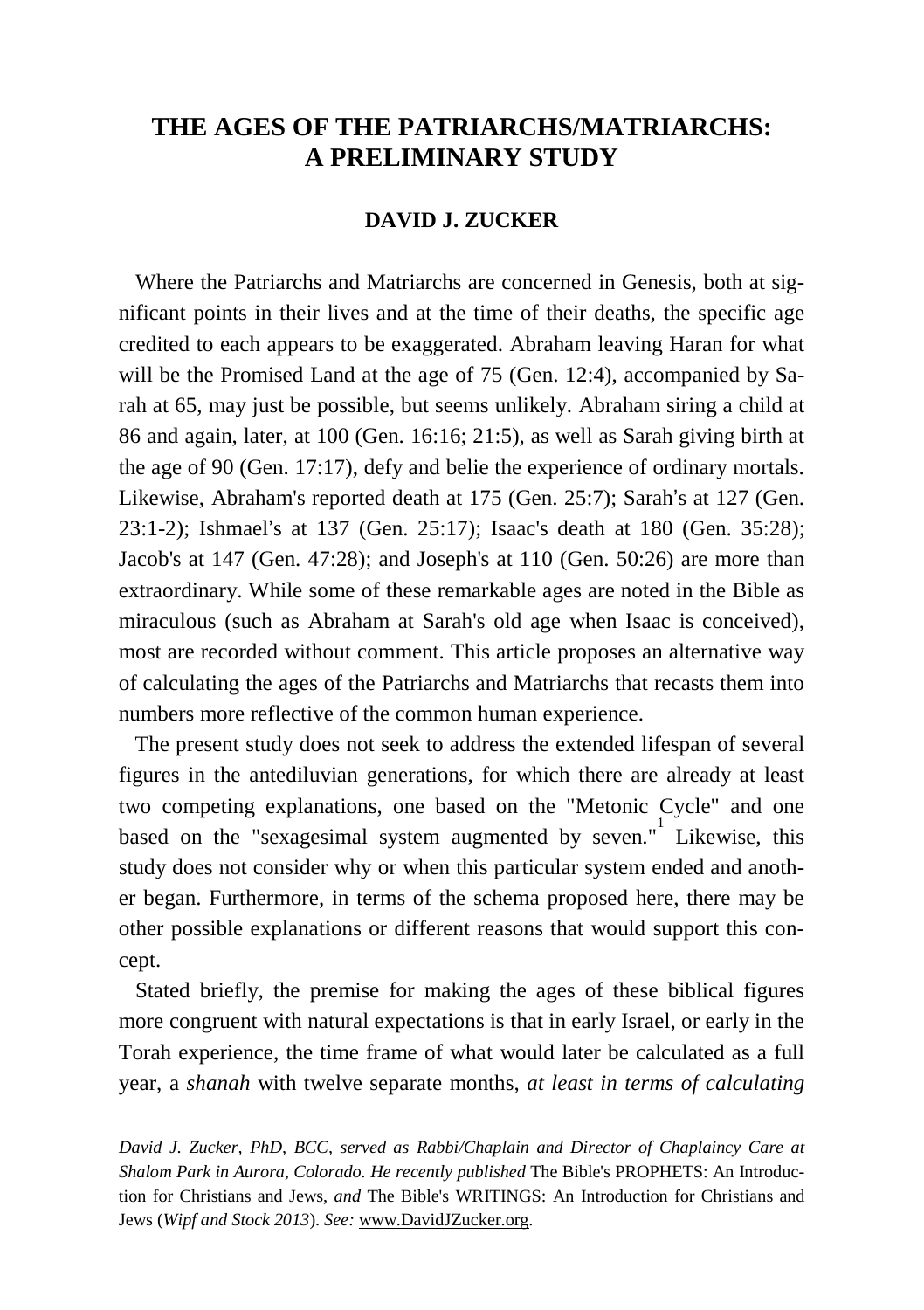# THE AGES OF THE PATRIARCHS/MATRIARCHS: A PRELIMINARY STUDY

### DAVID J. ZUCKER

Where the Patriarchs and Matriarchs are concerned in Genesis, both at significant points in their lives and at the time of their deaths, the specific age credited to each appears to be exaggerated. Abraham leaving Haran for what will be the Promised Land at the age of 75 (Gen. 12:4), accompanied by Sarah at 65, may just be possible, but seems unlikely. Abraham siring a child at 86 and again, later, at 100 (Gen. 16:16; 21:5), as well as Sarah giving birth at the age of 90 (Gen. 17:17), defy and belie the experience of ordinary mortals. Likewise, Abraham's reported death at 175 (Gen. 25:7); Sarah's at 127 (Gen. 23:1-2); Ishmael's at 137 (Gen. 25:17); Isaac's death at 180 (Gen. 35:28); Jacob's at 147 (Gen. 47:28); and Joseph's at 110 (Gen. 50:26) are more than extraordinary. While some of these remarkable ages are noted in the Bible as miraculous (such as Abraham at Sarah's old age when Isaac is conceived), most are recorded without comment. This article proposes an alternative way of calculating the ages of the Patriarchs and Matriarchs that recasts them into numbers more reflective of the common human experience.

The present study does not seek to address the extended lifespan of several figures in the antediluvian generations, for which there are already at least two competing explanations, one based on the "Metonic Cycle" and one based on the "sexagesimal system augmented by seven."[1] Likewise, this study does not consider why or when this particular system ended and another began. Furthermore, in terms of the schema proposed here, there may be other possible explanations or different reasons that would support this concept.

Stated briefly, the premise for making the ages of these biblical figures more congruent with natural expectations is that in early Israel, or early in the Torah experience, the time frame of what would later be calculated as a full year, a *shanah* with twelve separate months, *at least in terms of calculating*

*David J. Zucker, PhD, BCC, served as Rabbi/Chaplain and Director of Chaplaincy Care at Shalom Park in Aurora, Colorado. He recently published* The Bible's PROPHETS: An Introduction for Christians and Jews, *and* The Bible's WRITINGS: An Introduction for Christians and Jews (*Wipf and Stock 2013*). *See:* www.DavidJZucker.org.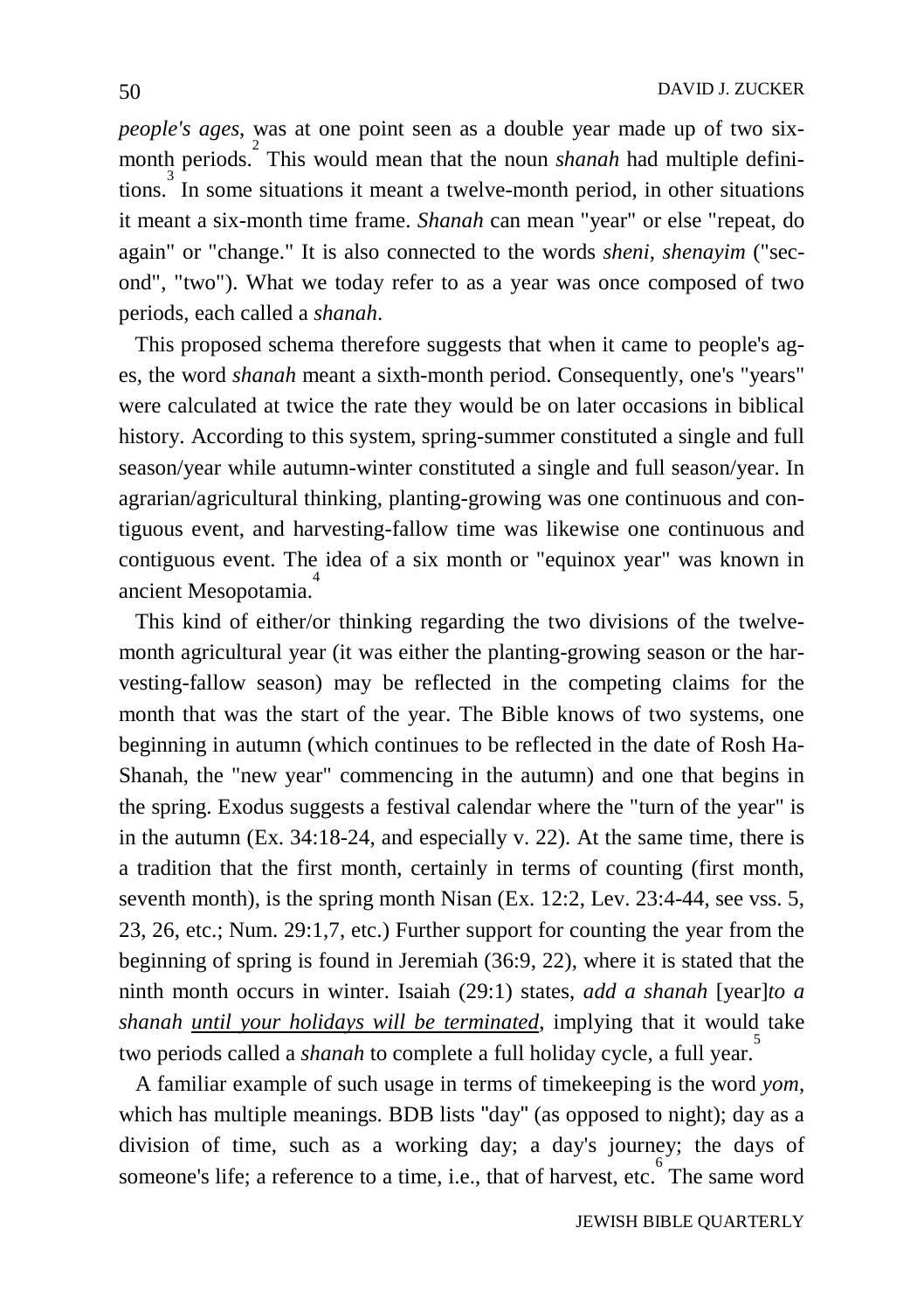*people's ages*, was at one point seen as a double year made up of two six-month periods.[2] This would mean that the noun *shanah* had multiple definitions.[3] In some situations it meant a twelve-month period, in other situations it meant a six-month time frame. *Shanah* can mean "year" or else "repeat, do again" or "change." It is also connected to the words *sheni*, *shenayim* ("second", "two"). What we today refer to as a year was once composed of two periods, each called a *shanah*.

This proposed schema therefore suggests that when it came to people's ages, the word *shanah* meant a sixth-month period. Consequently, one's "years" were calculated at twice the rate they would be on later occasions in biblical history. According to this system, spring-summer constituted a single and full season/year while autumn-winter constituted a single and full season/year. In agrarian/agricultural thinking, planting-growing was one continuous and contiguous event, and harvesting-fallow time was likewise one continuous and contiguous event. The idea of a six month or "equinox year" was known in ancient Mesopotamia.[4]

This kind of either/or thinking regarding the two divisions of the twelve-month agricultural year (it was either the planting-growing season or the harvesting-fallow season) may be reflected in the competing claims for the month that was the start of the year. The Bible knows of two systems, one beginning in autumn (which continues to be reflected in the date of Rosh Ha-Shanah, the "new year" commencing in the autumn) and one that begins in the spring. Exodus suggests a festival calendar where the "turn of the year" is in the autumn (Ex. 34:18-24, and especially v. 22). At the same time, there is a tradition that the first month, certainly in terms of counting (first month, seventh month), is the spring month Nisan (Ex. 12:2, Lev. 23:4-44, see vss. 5, 23, 26, etc.; Num. 29:1,7, etc.) Further support for counting the year from the beginning of spring is found in Jeremiah (36:9, 22), where it is stated that the ninth month occurs in winter. Isaiah (29:1) states, *add a shanah* [year]*to a shanah <u>until your holidays will be terminated</u>*, implying that it would take two periods called a *shanah* to complete a full holiday cycle, a full year.[5]

A familiar example of such usage in terms of timekeeping is the word *yom*, which has multiple meanings. BDB lists "day" (as opposed to night); day as a division of time, such as a working day; a day's journey; the days of someone's life; a reference to a time, i.e., that of harvest, etc.[6] The same word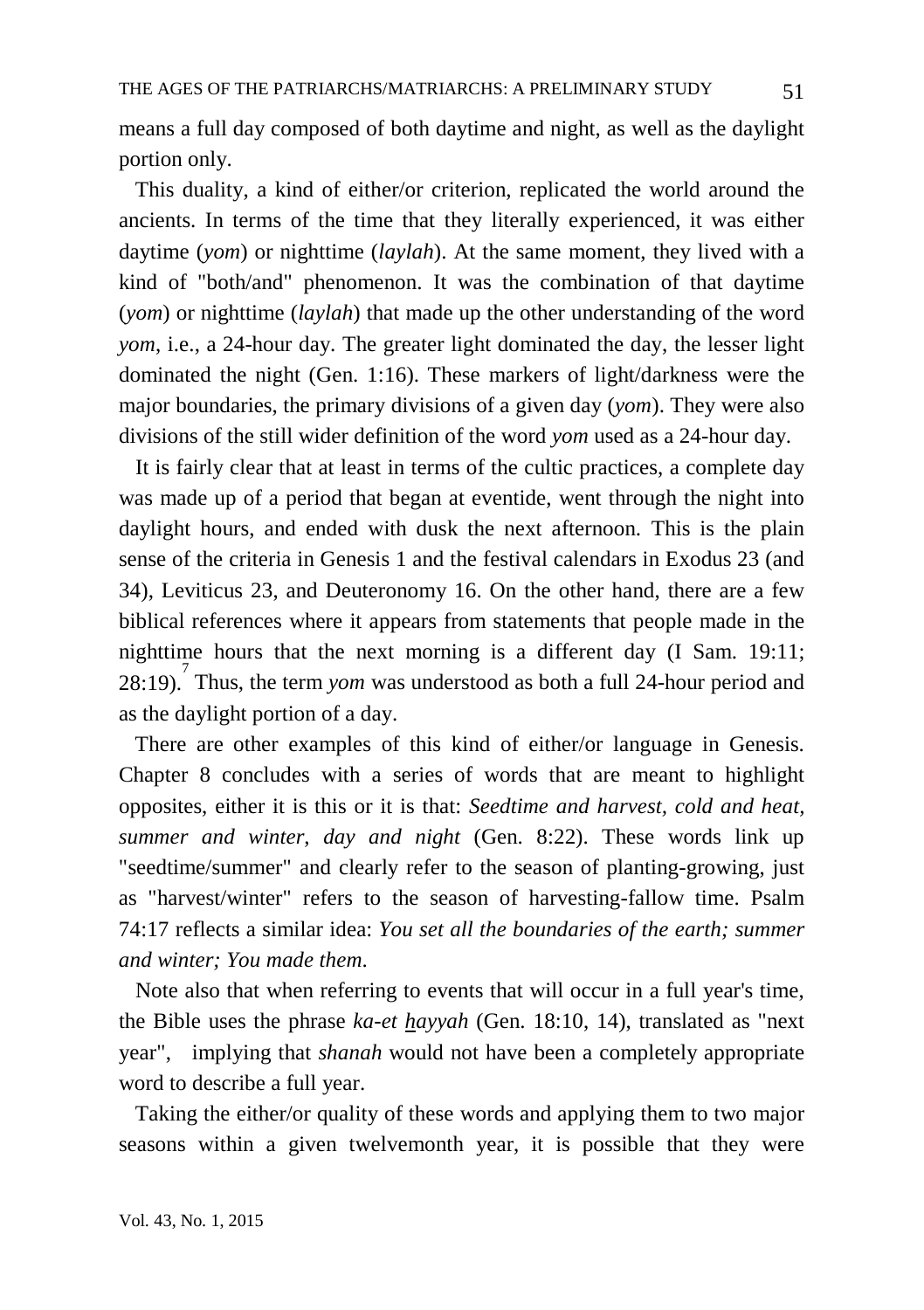means a full day composed of both daytime and night, as well as the daylight portion only.

This duality, a kind of either/or criterion, replicated the world around the ancients. In terms of the time that they literally experienced, it was either daytime (*yom*) or nighttime (*laylah*). At the same moment, they lived with a kind of "both/and" phenomenon. It was the combination of that daytime (*yom*) or nighttime (*laylah*) that made up the other understanding of the word *yom*, i.e., a 24-hour day. The greater light dominated the day, the lesser light dominated the night (Gen. 1:16). These markers of light/darkness were the major boundaries, the primary divisions of a given day (*yom*). They were also divisions of the still wider definition of the word *yom* used as a 24-hour day.

It is fairly clear that at least in terms of the cultic practices, a complete day was made up of a period that began at eventide, went through the night into daylight hours, and ended with dusk the next afternoon. This is the plain sense of the criteria in Genesis 1 and the festival calendars in Exodus 23 (and 34), Leviticus 23, and Deuteronomy 16. On the other hand, there are a few biblical references where it appears from statements that people made in the nighttime hours that the next morning is a different day (I Sam. 19:11; 28:19).[7] Thus, the term *yom* was understood as both a full 24-hour period and as the daylight portion of a day.

There are other examples of this kind of either/or language in Genesis. Chapter 8 concludes with a series of words that are meant to highlight opposites, either it is this or it is that: *Seedtime and harvest, cold and heat, summer and winter, day and night* (Gen. 8:22). These words link up "seedtime/summer" and clearly refer to the season of planting-growing, just as "harvest/winter" refers to the season of harvesting-fallow time. Psalm 74:17 reflects a similar idea: *You set all the boundaries of the earth; summer and winter; You made them.*

Note also that when referring to events that will occur in a full year's time, the Bible uses the phrase *ka-et ḫayyah* (Gen. 18:10, 14), translated as "next year", implying that *shanah* would not have been a completely appropriate word to describe a full year.

Taking the either/or quality of these words and applying them to two major seasons within a given twelvemonth year, it is possible that they were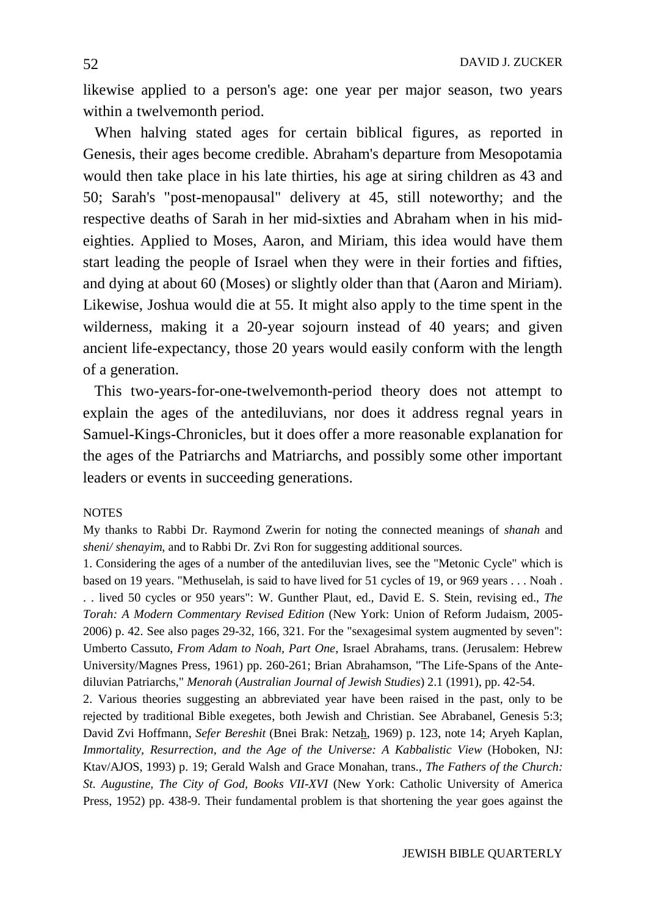likewise applied to a person's age: one year per major season, two years within a twelvemonth period.

When halving stated ages for certain biblical figures, as reported in Genesis, their ages become credible. Abraham's departure from Mesopotamia would then take place in his late thirties, his age at siring children as 43 and 50; Sarah's "post-menopausal" delivery at 45, still noteworthy; and the respective deaths of Sarah in her mid-sixties and Abraham when in his mid-eighties. Applied to Moses, Aaron, and Miriam, this idea would have them start leading the people of Israel when they were in their forties and fifties, and dying at about 60 (Moses) or slightly older than that (Aaron and Miriam). Likewise, Joshua would die at 55. It might also apply to the time spent in the wilderness, making it a 20-year sojourn instead of 40 years; and given ancient life-expectancy, those 20 years would easily conform with the length of a generation.

This two-years-for-one-twelvemonth-period theory does not attempt to explain the ages of the antediluvians, nor does it address regnal years in Samuel-Kings-Chronicles, but it does offer a more reasonable explanation for the ages of the Patriarchs and Matriarchs, and possibly some other important leaders or events in succeeding generations.

NOTES

My thanks to Rabbi Dr. Raymond Zwerin for noting the connected meanings of *shanah* and *sheni/ shenayim*, and to Rabbi Dr. Zvi Ron for suggesting additional sources.

1. Considering the ages of a number of the antediluvian lives, see the "Metonic Cycle" which is based on 19 years. "Methuselah, is said to have lived for 51 cycles of 19, or 969 years . . . Noah . . . lived 50 cycles or 950 years": W. Gunther Plaut, ed., David E. S. Stein, revising ed., *The Torah: A Modern Commentary Revised Edition* (New York: Union of Reform Judaism, 2005-2006) p. 42. See also pages 29-32, 166, 321. For the "sexagesimal system augmented by seven": Umberto Cassuto, *From Adam to Noah, Part One*, Israel Abrahams, trans. (Jerusalem: Hebrew University/Magnes Press, 1961) pp. 260-261; Brian Abrahamson, "The Life-Spans of the Antediluvian Patriarchs," *Menorah* (*Australian Journal of Jewish Studies*) 2.1 (1991), pp. 42-54.

2. Various theories suggesting an abbreviated year have been raised in the past, only to be rejected by traditional Bible exegetes, both Jewish and Christian. See Abrabanel, Genesis 5:3; David Zvi Hoffmann, *Sefer Bereshit* (Bnei Brak: Netzah, 1969) p. 123, note 14; Aryeh Kaplan, *Immortality, Resurrection, and the Age of the Universe: A Kabbalistic View* (Hoboken, NJ: Ktav/AJOS, 1993) p. 19; Gerald Walsh and Grace Monahan, trans., *The Fathers of the Church: St. Augustine, The City of God, Books VII-XVI* (New York: Catholic University of America Press, 1952) pp. 438-9. Their fundamental problem is that shortening the year goes against the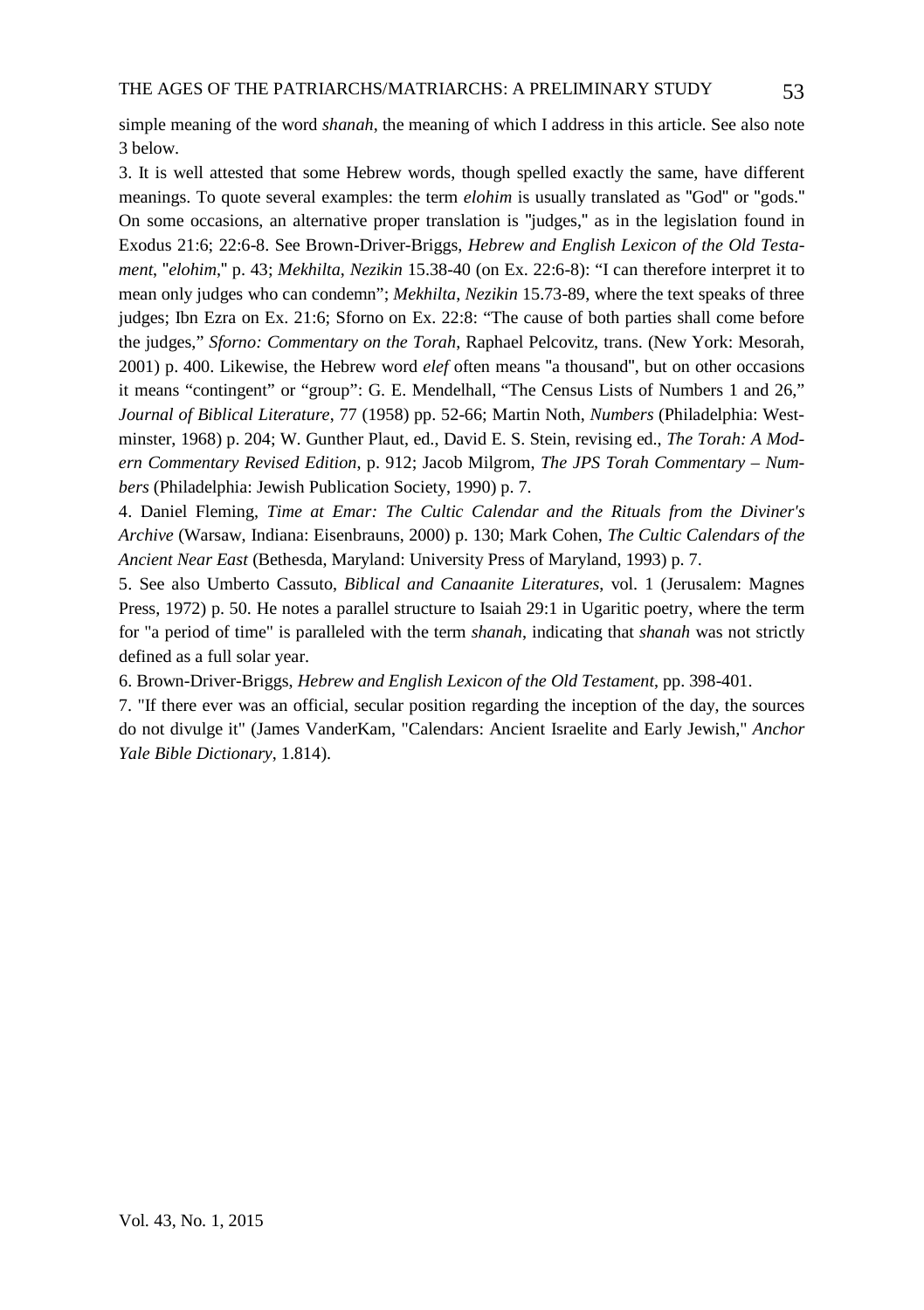simple meaning of the word *shanah*, the meaning of which I address in this article. See also note 3 below.

3. It is well attested that some Hebrew words, though spelled exactly the same, have different meanings. To quote several examples: the term *elohim* is usually translated as "God" or "gods." On some occasions, an alternative proper translation is "judges," as in the legislation found in Exodus 21:6; 22:6-8. See Brown-Driver-Briggs, *Hebrew and English Lexicon of the Old Testament*, "*elohim*," p. 43; *Mekhilta*, *Nezikin* 15.38-40 (on Ex. 22:6-8): "I can therefore interpret it to mean only judges who can condemn"; *Mekhilta*, *Nezikin* 15.73-89, where the text speaks of three judges; Ibn Ezra on Ex. 21:6; Sforno on Ex. 22:8: "The cause of both parties shall come before the judges," *Sforno: Commentary on the Torah*, Raphael Pelcovitz, trans. (New York: Mesorah, 2001) p. 400. Likewise, the Hebrew word *elef* often means "a thousand", but on other occasions it means "contingent" or "group": G. E. Mendelhall, "The Census Lists of Numbers 1 and 26," *Journal of Biblical Literature*, 77 (1958) pp. 52-66; Martin Noth, *Numbers* (Philadelphia: Westminster, 1968) p. 204; W. Gunther Plaut, ed., David E. S. Stein, revising ed., *The Torah: A Modern Commentary Revised Edition*, p. 912; Jacob Milgrom, *The JPS Torah Commentary – Numbers* (Philadelphia: Jewish Publication Society, 1990) p. 7.

4. Daniel Fleming, *Time at Emar: The Cultic Calendar and the Rituals from the Diviner's Archive* (Warsaw, Indiana: Eisenbrauns, 2000) p. 130; Mark Cohen, *The Cultic Calendars of the Ancient Near East* (Bethesda, Maryland: University Press of Maryland, 1993) p. 7.

5. See also Umberto Cassuto, *Biblical and Canaanite Literatures*, vol. 1 (Jerusalem: Magnes Press, 1972) p. 50. He notes a parallel structure to Isaiah 29:1 in Ugaritic poetry, where the term for "a period of time" is paralleled with the term *shanah*, indicating that *shanah* was not strictly defined as a full solar year.

6. Brown-Driver-Briggs, *Hebrew and English Lexicon of the Old Testament*, pp. 398-401.

7. "If there ever was an official, secular position regarding the inception of the day, the sources do not divulge it" (James VanderKam, "Calendars: Ancient Israelite and Early Jewish," *Anchor Yale Bible Dictionary*, 1.814).